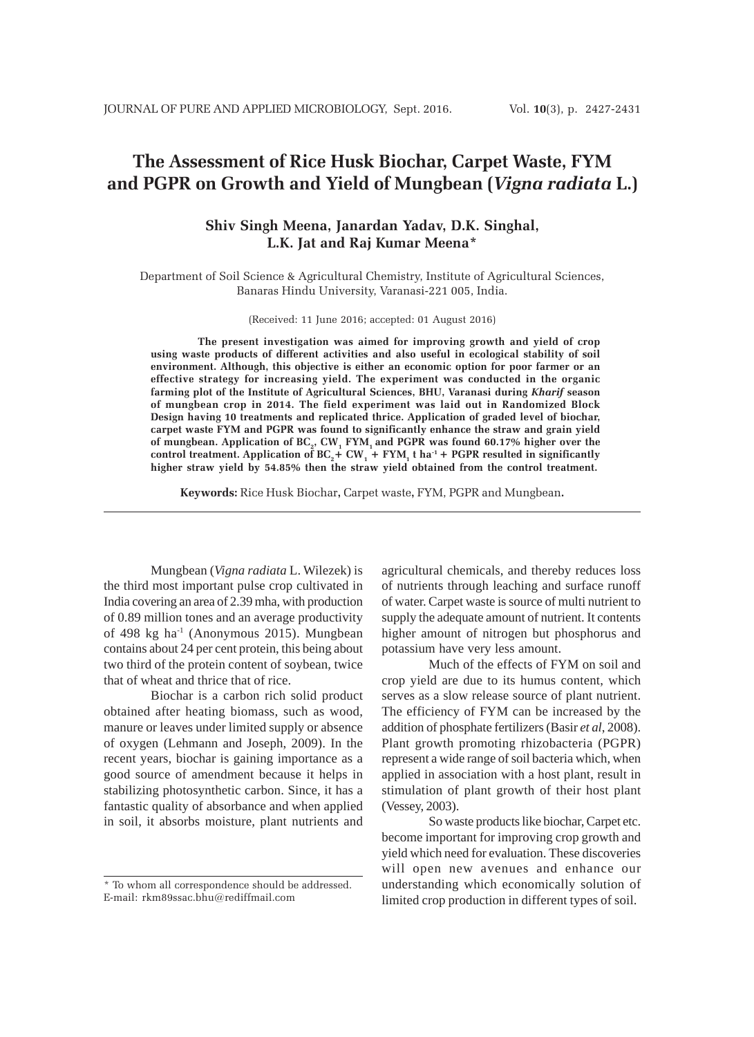# The Assessment of Rice Husk Biochar, Carpet Waste, FYM and PGPR on Growth and Yield of Mungbean (*Vigna radiata* L.)

**Shiv Singh Meena, Janardan Yadav, D.K. Singhal, L.K. Jat and Raj Kumar Meena***

Department of Soil Science & Agricultural Chemistry, Institute of Agricultural Sciences, Banaras Hindu University, Varanasi-221 005, India.

(Received: 11 June 2016; accepted: 01 August 2016)

**The present investigation was aimed for improving growth and yield of crop using waste products of different activities and also useful in ecological stability of soil environment. Although, this objective is either an economic option for poor farmer or an effective strategy for increasing yield. The experiment was conducted in the organic farming plot of the Institute of Agricultural Sciences, BHU, Varanasi during *Kharif* season of mungbean crop in 2014. The field experiment was laid out in Randomized Block Design having 10 treatments and replicated thrice. Application of graded level of biochar, carpet waste FYM and PGPR was found to significantly enhance the straw and grain yield of mungbean. Application of $BC_2$, $CW_1$ $FYM_1$ and PGPR was found 60.17% higher over the control treatment. Application of $BC_2$+ $CW_1$ + $FYM_1$ t $ha^{-1}$ + PGPR resulted in significantly higher straw yield by 54.85% then the straw yield obtained from the control treatment.**

**Keywords:** Rice Husk Biochar, Carpet waste, FYM, PGPR and Mungbean.

Mungbean (*Vigna radiata* L. Wilezek) is the third most important pulse crop cultivated in India covering an area of 2.39 mha, with production of 0.89 million tones and an average productivity of 498 kg $ha^{-1}$ (Anonymous 2015). Mungbean contains about 24 per cent protein, this being about two third of the protein content of soybean, twice that of wheat and thrice that of rice.

Biochar is a carbon rich solid product obtained after heating biomass, such as wood, manure or leaves under limited supply or absence of oxygen (Lehmann and Joseph, 2009). In the recent years, biochar is gaining importance as a good source of amendment because it helps in stabilizing photosynthetic carbon. Since, it has a fantastic quality of absorbance and when applied in soil, it absorbs moisture, plant nutrients and agricultural chemicals, and thereby reduces loss of nutrients through leaching and surface runoff of water. Carpet waste is source of multi nutrient to supply the adequate amount of nutrient. It contents higher amount of nitrogen but phosphorus and potassium have very less amount.

Much of the effects of FYM on soil and crop yield are due to its humus content, which serves as a slow release source of plant nutrient. The efficiency of FYM can be increased by the addition of phosphate fertilizers (Basir *et al*, 2008). Plant growth promoting rhizobacteria (PGPR) represent a wide range of soil bacteria which, when applied in association with a host plant, result in stimulation of plant growth of their host plant (Vessey, 2003).

So waste products like biochar, Carpet etc. become important for improving crop growth and yield which need for evaluation. These discoveries will open new avenues and enhance our understanding which economically solution of limited crop production in different types of soil.

* To whom all correspondence should be addressed.
E-mail: rkm89ssac.bhu@rediffmail.com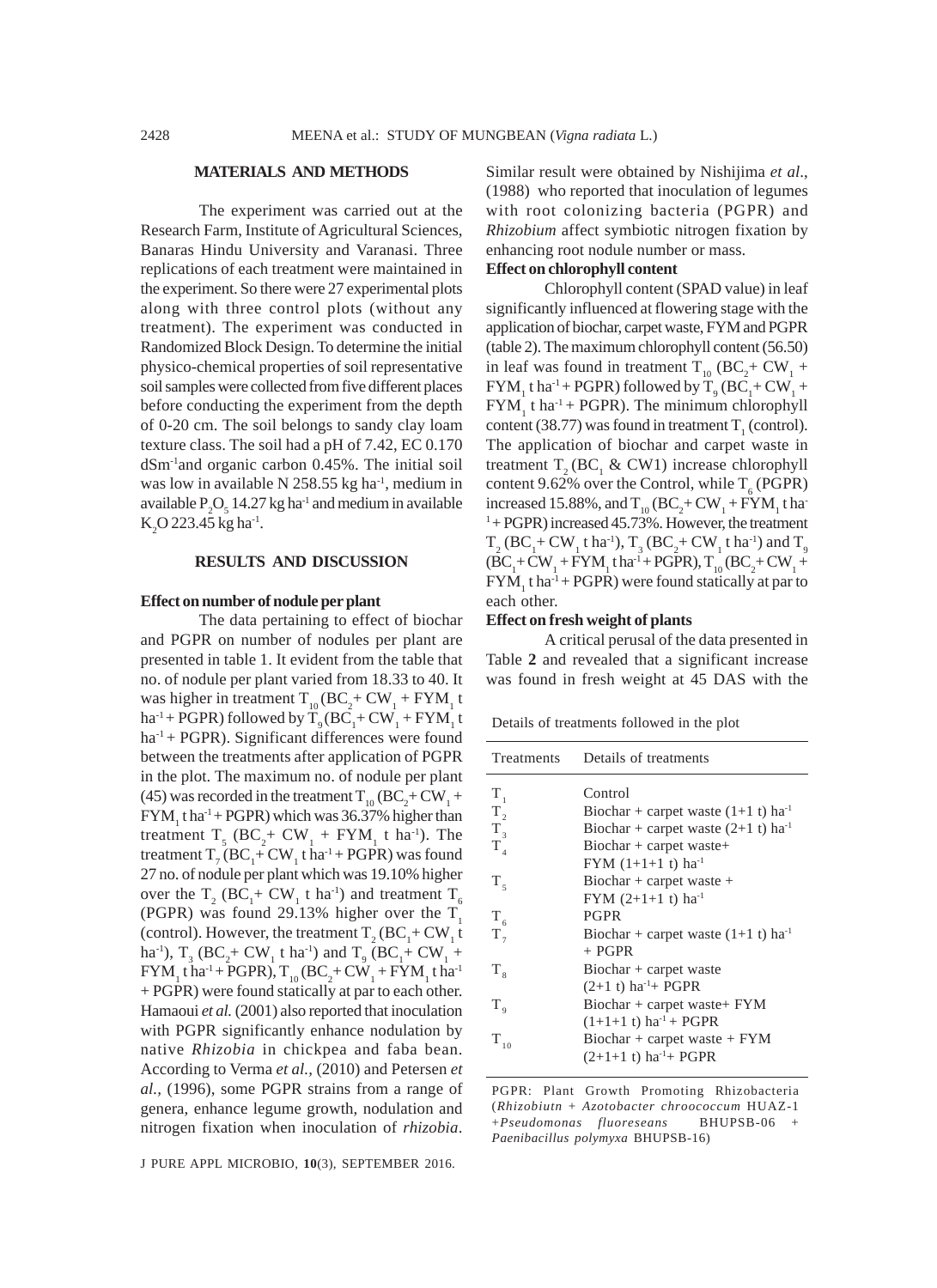## MATERIALS AND METHODS

The experiment was carried out at the Research Farm, Institute of Agricultural Sciences, Banaras Hindu University and Varanasi. Three replications of each treatment were maintained in the experiment. So there were 27 experimental plots along with three control plots (without any treatment). The experiment was conducted in Randomized Block Design. To determine the initial physico-chemical properties of soil representative soil samples were collected from five different places before conducting the experiment from the depth of 0-20 cm. The soil belongs to sandy clay loam texture class. The soil had a pH of 7.42, EC 0.170 $dSm^{-1}$and organic carbon 0.45%. The initial soil was low in available N 258.55 kg $ha^{-1}$, medium in available $P_2O_5$ 14.27 kg $ha^{-1}$ and medium in available $K_2O$ 223.45 kg $ha^{-1}$.

## RESULTS AND DISCUSSION

### Effect on number of nodule per plant

The data pertaining to effect of biochar and PGPR on number of nodules per plant are presented in table 1. It evident from the table that no. of nodule per plant varied from 18.33 to 40. It was higher in treatment $T_{10}$ ($BC_2$+ $CW_1$ + $FYM_1$ t $ha^{-1}$ + PGPR) followed by $T_9$ ($BC_1$+ $CW_1$ + $FYM_1$ t $ha^{-1}$ + PGPR). Significant differences were found between the treatments after application of PGPR in the plot. The maximum no. of nodule per plant (45) was recorded in the treatment $T_{10}$ ($BC_2$+ $CW_1$ + $FYM_1$ t $ha^{-1}$ + PGPR) which was 36.37% higher than treatment $T_5$ ($BC_2$+ $CW_1$ + $FYM_1$ t $ha^{-1}$). The treatment $T_7$ ($BC_1$+ $CW_1$ t $ha^{-1}$ + PGPR) was found 27 no. of nodule per plant which was 19.10% higher over the $T_2$ ($BC_1$+ $CW_1$ t $ha^{-1}$) and treatment $T_6$ (PGPR) was found 29.13% higher over the $T_1$ (control). However, the treatment $T_2$ ($BC_1$+ $CW_1$ t $ha^{-1}$), $T_3$ ($BC_2$+ $CW_1$ t $ha^{-1}$) and $T_9$ ($BC_1$+ $CW_1$ + $FYM_1$ t $ha^{-1}$ + PGPR), $T_{10}$ ($BC_2$+ $CW_1$ + $FYM_1$ t $ha^{-1}$ + PGPR) were found statically at par to each other. Hamaoui *et al.* (2001) also reported that inoculation with PGPR significantly enhance nodulation by native *Rhizobia* in chickpea and faba bean. According to Verma *et al.*, (2010) and Petersen *et al.*, (1996), some PGPR strains from a range of genera, enhance legume growth, nodulation and nitrogen fixation when inoculation of *rhizobia*. Similar result were obtained by Nishijima *et al*., (1988) who reported that inoculation of legumes with root colonizing bacteria (PGPR) and *Rhizobium* affect symbiotic nitrogen fixation by enhancing root nodule number or mass.

### Effect on chlorophyll content

Chlorophyll content (SPAD value) in leaf significantly influenced at flowering stage with the application of biochar, carpet waste, FYM and PGPR (table 2). The maximum chlorophyll content (56.50) in leaf was found in treatment $T_{10}$ ($BC_2$+ $CW_1$ + $FYM_1$ t $ha^{-1}$ + PGPR) followed by $T_9$ ($BC_1$+ $CW_1$ + $FYM_1$ t $ha^{-1}$ + PGPR). The minimum chlorophyll content (38.77) was found in treatment $T_1$ (control). The application of biochar and carpet waste in treatment $T_2$ ($BC_1$ & CW1) increase chlorophyll content 9.62% over the Control, while $T_6$ (PGPR) increased 15.88%, and $T_{10}$ ($BC_2$+ $CW_1$ + $FYM_1$ t $ha^{-1}$ + PGPR) increased 45.73%. However, the treatment $T_2$ ($BC_1$+ $CW_1$ t $ha^{-1}$), $T_3$ ($BC_2$+ $CW_1$ t $ha^{-1}$) and $T_9$ ($BC_1$+ $CW_1$ + $FYM_1$ t $ha^{-1}$ + PGPR), $T_{10}$ ($BC_2$+ $CW_1$ + $FYM_1$ t $ha^{-1}$ + PGPR) were found statically at par to each other.

### Effect on fresh weight of plants

A critical perusal of the data presented in Table **2** and revealed that a significant increase was found in fresh weight at 45 DAS with the

Details of treatments followed in the plot

| Treatments | Details of treatments |
|---|---|
| $T_1$ | Control |
| $T_2$ | Biochar + carpet waste (1+1 t) $ha^{-1}$ |
| $T_3$ | Biochar + carpet waste (2+1 t) $ha^{-1}$ |
| $T_4$ | Biochar + carpet waste+ FYM (1+1+1 t) $ha^{-1}$ |
| $T_5$ | Biochar + carpet waste + FYM (2+1+1 t) $ha^{-1}$ |
| $T_6$ | PGPR |
| $T_7$ | Biochar + carpet waste (1+1 t) $ha^{-1}$ + PGPR |
| $T_8$ | Biochar + carpet waste (2+1 t) $ha^{-1}$+ PGPR |
| $T_9$ | Biochar + carpet waste+ FYM (1+1+1 t) $ha^{-1}$ + PGPR |
| $T_{10}$ | Biochar + carpet waste + FYM (2+1+1 t) $ha^{-1}$+ PGPR |

PGPR: Plant Growth Promoting Rhizobacteria (*Rhizobiutn* + *Azotobacter chroococcum* HUAZ-1 +*Pseudomonas fluoreseans* BHUPSB-06 + *Paenibacillus polymyxa* BHUPSB-16)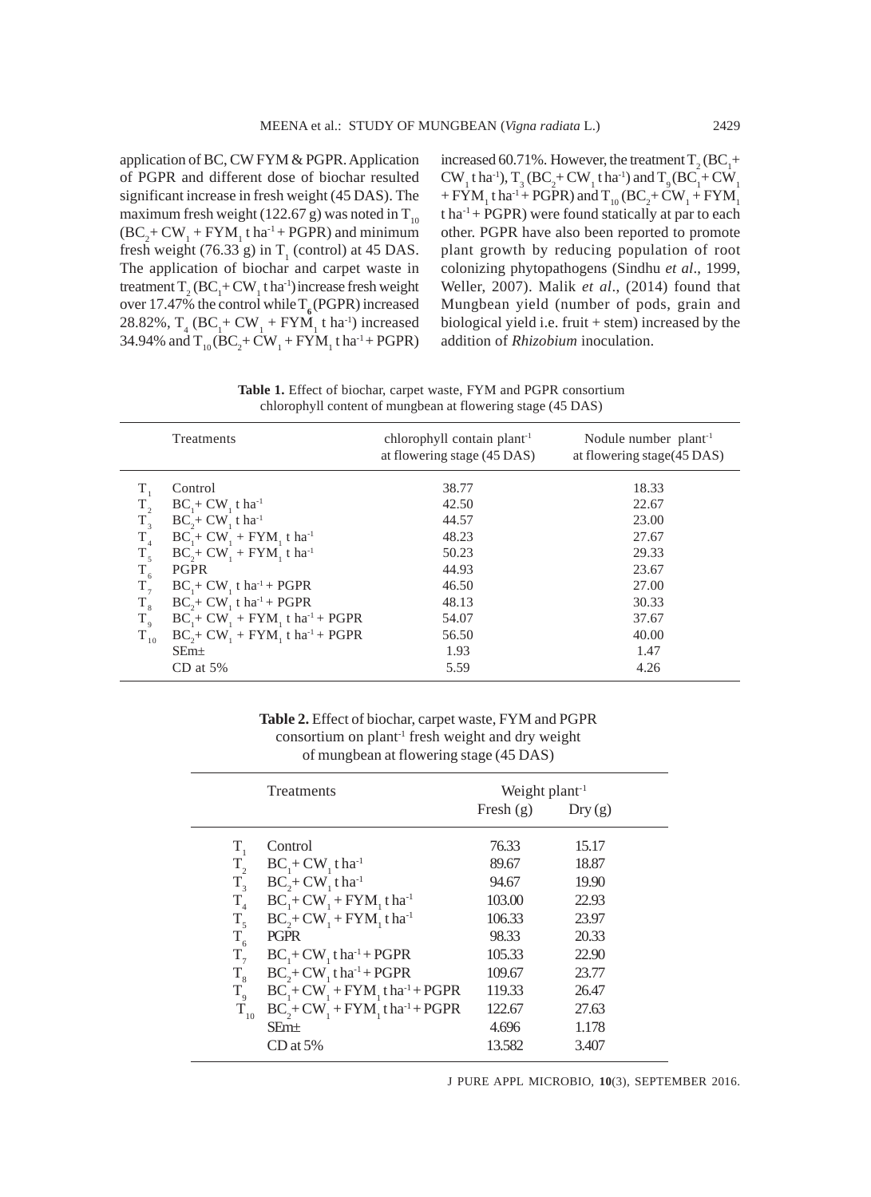application of BC, CW FYM & PGPR. Application of PGPR and different dose of biochar resulted significant increase in fresh weight (45 DAS). The maximum fresh weight (122.67 g) was noted in $T_{10}$ ($BC_2$+ $CW_1$ + $FYM_1$ t $ha^{-1}$ + PGPR) and minimum fresh weight (76.33 g) in $T_1$ (control) at 45 DAS. The application of biochar and carpet waste in treatment $T_2$ ($BC_1$+ $CW_1$ t $ha^{-1}$) increase fresh weight over 17.47% the control while $T_6$ (PGPR) increased 28.82%, $T_4$ ($BC_1$+ $CW_1$ + $FYM_1$ t $ha^{-1}$) increased 34.94% and $T_{10}$ ($BC_2$+ $CW_1$ + $FYM_1$ t $ha^{-1}$+ PGPR) increased 60.71%. However, the treatment $T_2$ ($BC_1$+ $CW_1$ t $ha^{-1}$), $T_3$ ($BC_2$+ $CW_1$ t $ha^{-1}$) and $T_9$ ($BC_1$+ $CW_1$ + $FYM_1$ t $ha^{-1}$+ PGPR) and $T_{10}$ ($BC_2$+ $CW_1$ + $FYM_1$ t $ha^{-1}$+ PGPR) were found statically at par to each other. PGPR have also been reported to promote plant growth by reducing population of root colonizing phytopathogens (Sindhu *et al*., 1999, Weller, 2007). Malik *et al*., (2014) found that Mungbean yield (number of pods, grain and biological yield i.e. fruit + stem) increased by the addition of *Rhizobium* inoculation.

**Table 1.** Effect of biochar, carpet waste, FYM and PGPR consortium chlorophyll content of mungbean at flowering stage (45 DAS)

| | Treatments | chlorophyll contain $plant^{-1}$ at flowering stage (45 DAS) | Nodule number $plant^{-1}$ at flowering stage(45 DAS) |
|---|---|---|---|
| $T_1$ | Control | 38.77 | 18.33 |
| $T_2$ | $BC_1$+ $CW_1$ t $ha^{-1}$ | 42.50 | 22.67 |
| $T_3$ | $BC_2$+ $CW_1$ t $ha^{-1}$ | 44.57 | 23.00 |
| $T_4$ | $BC_1$+ $CW_1$ + $FYM_1$ t $ha^{-1}$ | 48.23 | 27.67 |
| $T_5$ | $BC_2$+ $CW_1$ + $FYM_1$ t $ha^{-1}$ | 50.23 | 29.33 |
| $T_6$ | PGPR | 44.93 | 23.67 |
| $T_7$ | $BC_1$+ $CW_1$ t $ha^{-1}$ + PGPR | 46.50 | 27.00 |
| $T_8$ | $BC_2$+ $CW_1$ t $ha^{-1}$ + PGPR | 48.13 | 30.33 |
| $T_9$ | $BC_1$+ $CW_1$ + $FYM_1$ t $ha^{-1}$ + PGPR | 54.07 | 37.67 |
| $T_{10}$ | $BC_2$+ $CW_1$ + $FYM_1$ t $ha^{-1}$ + PGPR | 56.50 | 40.00 |
| | SEm± | 1.93 | 1.47 |
| | CD at 5% | 5.59 | 4.26 |

**Table 2.** Effect of biochar, carpet waste, FYM and PGPR consortium on $plant^{-1}$ fresh weight and dry weight of mungbean at flowering stage (45 DAS)

| | Treatments | Weight $plant^{-1}$ | |
|---|---|---|---|
| | | Fresh (g) | Dry (g) |
| $T_1$ | Control | 76.33 | 15.17 |
| $T_2$ | $BC_1$+ $CW_1$ t $ha^{-1}$ | 89.67 | 18.87 |
| $T_3$ | $BC_2$+ $CW_1$ t $ha^{-1}$ | 94.67 | 19.90 |
| $T_4$ | $BC_1$+ $CW_1$ + $FYM_1$ t $ha^{-1}$ | 103.00 | 22.93 |
| $T_5$ | $BC_2$+ $CW_1$ + $FYM_1$ t $ha^{-1}$ | 106.33 | 23.97 |
| $T_6$ | PGPR | 98.33 | 20.33 |
| $T_7$ | $BC_1$+ $CW_1$ t $ha^{-1}$ + PGPR | 105.33 | 22.90 |
| $T_8$ | $BC_2$+ $CW_1$ t $ha^{-1}$ + PGPR | 109.67 | 23.77 |
| $T_9$ | $BC_1$+ $CW_1$ + $FYM_1$ t $ha^{-1}$ + PGPR | 119.33 | 26.47 |
| $T_{10}$ | $BC_2$+ $CW_1$ + $FYM_1$ t $ha^{-1}$ + PGPR | 122.67 | 27.63 |
| | SEm± | 4.696 | 1.178 |
| | CD at 5% | 13.582 | 3.407 |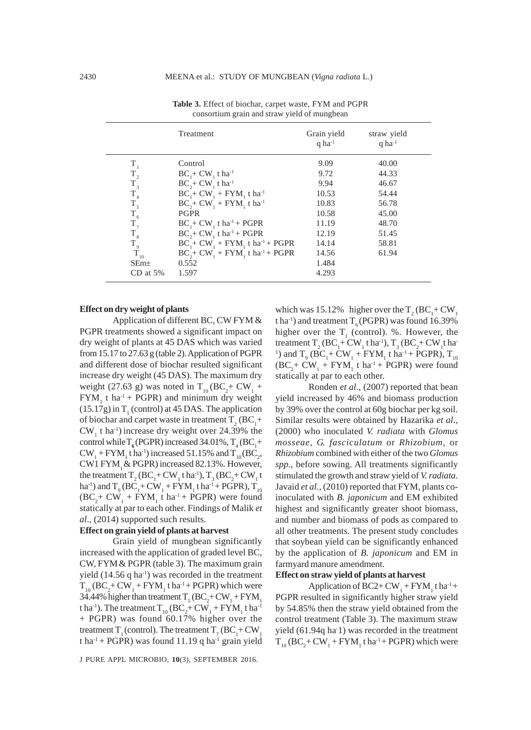**Table 3.** Effect of biochar, carpet waste, FYM and PGPR consortium grain and straw yield of mungbean

| | Treatment | Grain yield q $ha^{-1}$ | straw yield q $ha^{-1}$ |
|---|---|---|---|
| $T_1$ | Control | 9.09 | 40.00 |
| $T_2$ | $BC_1$+ $CW_1$ t $ha^{-1}$ | 9.72 | 44.33 |
| $T_3$ | $BC_2$+ $CW_1$ t $ha^{-1}$ | 9.94 | 46.67 |
| $T_4$ | $BC_1$+ $CW_1$ + $FYM_1$ t $ha^{-1}$ | 10.53 | 54.44 |
| $T_5$ | $BC_2$+ $CW_1$ + $FYM_1$ t $ha^{-1}$ | 10.83 | 56.78 |
| $T_6$ | PGPR | 10.58 | 45.00 |
| $T_7$ | $BC_1$+ $CW_1$ t $ha^{-1}$ + PGPR | 11.19 | 48.70 |
| $T_8$ | $BC_2$+ $CW_1$ t $ha^{-1}$ + PGPR | 12.19 | 51.45 |
| $T_9$ | $BC_1$+ $CW_1$ + $FYM_1$ t $ha^{-1}$ + PGPR | 14.14 | 58.81 |
| $T_{10}$ | $BC_2$+ $CW_1$ + $FYM_1$ t $ha^{-1}$ + PGPR | 14.56 | 61.94 |
| SEm± | 0.552 | 1.484 | |
| CD at 5% | 1.597 | 4.293 | |

**Effect on dry weight of plants**

Application of different BC, CW FYM & PGPR treatments showed a significant impact on dry weight of plants at 45 DAS which was varied from 15.17 to 27.63 g (table 2). Application of PGPR and different dose of biochar resulted significant increase dry weight (45 DAS). The maximum dry weight (27.63 g) was noted in $T_{10}$ ($BC_2$+ $CW_1$ + $FYM_1$ t $ha^{-1}$ + PGPR) and minimum dry weight (15.17g) in $T_1$ (control) at 45 DAS. The application of biochar and carpet waste in treatment $T_2$ ($BC_1$+ $CW_1$ t $ha^{-1}$) increase dry weight over 24.39% the control while $T_6$ (PGPR) increased 34.01%, $T_4$ ($BC_1$+ $CW_1$ + $FYM_1$ t $ha^{-1}$) increased 51.15% and $T_{10}$ ($BC_2$, CW1 $FYM_1$ & PGPR) increased 82.13%. However, the treatment $T_2$ ($BC_1$+ $CW_1$ t $ha^{-1}$), $T_3$ ($BC_2$+ $CW_1$ t $ha^{-1}$) and $T_9$ ($BC_1$+ $CW_1$ + $FYM_1$ t $ha^{-1}$ + PGPR), $T_{10}$ ($BC_2$+ $CW_1$ + $FYM_1$ t $ha^{-1}$ + PGPR) were found statically at par to each other. Findings of Malik *et al*., (2014) supported such results.

**Effect on grain yield of plants at harvest**

Grain yield of mungbean significantly increased with the application of graded level BC, CW, FYM & PGPR (table 3). The maximum grain yield (14.56 q $ha^{-1}$) was recorded in the treatment $T_{10}$ ($BC_2$+ $CW_1$ + $FYM_1$ t $ha^{-1}$ + PGPR) which were 34.44% higher than treatment $T_5$ ($BC_2$+ $CW_1$ + $FYM_1$ t $ha^{-1}$). The treatment $T_{10}$ ($BC_2$+ $CW_1$ + $FYM_1$ t $ha^{-1}$ + PGPR) was found 60.17% higher over the treatment $T_1$ (control). The treatment $T_7$ ($BC_1$+ $CW_1$ t $ha^{-1}$ + PGPR) was found 11.19 q $ha^{-1}$ grain yield which was 15.12% higher over the $T_2$ ($BC_1$+ $CW_1$ t $ha^{-1}$) and treatment $T_6$ (PGPR) was found 16.39% higher over the $T_1$ (control). %. However, the treatment $T_2$ ($BC_1$+ $CW_1$ t $ha^{-1}$), $T_3$ ($BC_2$+ $CW_1$ t $ha^{-1}$) and $T_9$ ($BC_1$+ $CW_1$ + $FYM_1$ t $ha^{-1}$ + PGPR), $T_{10}$ ($BC_2$+ $CW_1$ + $FYM_1$ t $ha^{-1}$ + PGPR) were found statically at par to each other.

Ronden *et al*., (2007) reported that bean yield increased by 46% and biomass production by 39% over the control at 60g biochar per kg soil. Similar results were obtained by Hazarika *et al.,* (2000) who inoculated *V. radiata* with *Glomus mosseae, G. fasciculatum* or *Rhizobium*, or *Rhizobium* combined with either of the two *Glomus spp*., before sowing. All treatments significantly stimulated the growth and straw yield of *V. radiata*. Javaid *et al.,* (2010) reported that FYM, plants co-inoculated with *B. japonicum* and EM exhibited highest and significantly greater shoot biomass, and number and biomass of pods as compared to all other treatments. The present study concludes that soybean yield can be significantly enhanced by the application of *B. japonicum* and EM in farmyard manure amendment.

**Effect on straw yield of plants at harvest**

Application of BC2+ $CW_1$ + $FYM_1$ t $ha^{-1}$ + PGPR resulted in significantly higher straw yield by 54.85% then the straw yield obtained from the control treatment (Table 3). The maximum straw yield (61.94q $ha^{-1}$) was recorded in the treatment $T_{10}$ ($BC_2$+ $CW_1$ + $FYM_1$ t $ha^{-1}$ + PGPR) which were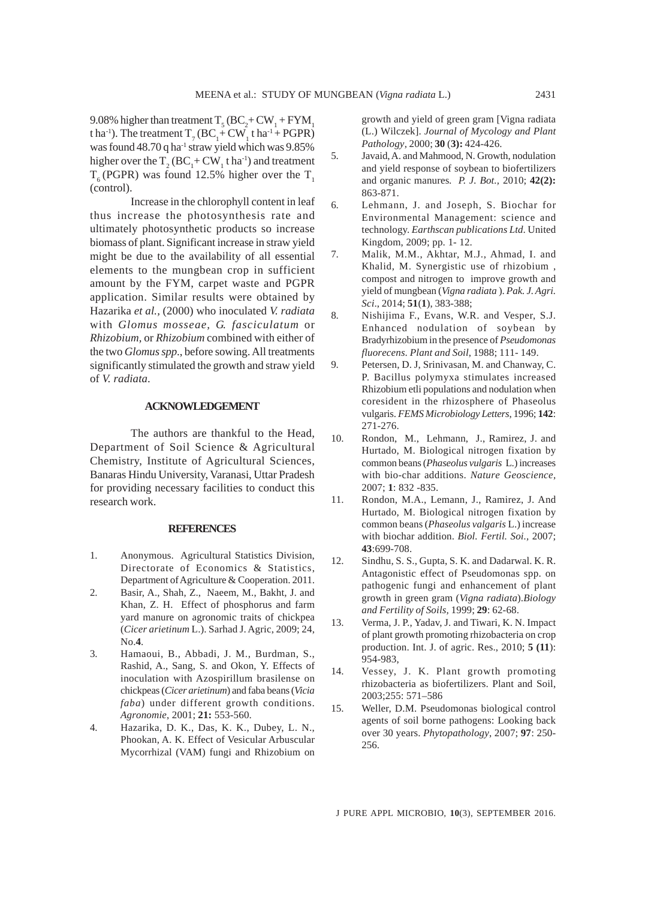9.08% higher than treatment $T_5$ ($BC_2$+ $CW_1$ + $FYM_1$ t ha$^{-1}$). The treatment $T_7$ ($BC_1$ + $CW_1$ t ha$^{-1}$ + PGPR) was found 48.70 q ha$^{-1}$ straw yield which was 9.85% higher over the $T_2$ ($BC_1$+ $CW_1$ t ha$^{-1}$) and treatment $T_6$ (PGPR) was found 12.5% higher over the $T_1$ (control).

Increase in the chlorophyll content in leaf thus increase the photosynthesis rate and ultimately photosynthetic products so increase biomass of plant. Significant increase in straw yield might be due to the availability of all essential elements to the mungbean crop in sufficient amount by the FYM, carpet waste and PGPR application. Similar results were obtained by Hazarika *et al.*, (2000) who inoculated *V. radiata* with *Glomus mosseae*, *G. fasciculatum* or *Rhizobium*, or *Rhizobium* combined with either of the two *Glomus spp*., before sowing. All treatments significantly stimulated the growth and straw yield of *V. radiata*.

## ACKNOWLEDGEMENT

The authors are thankful to the Head, Department of Soil Science & Agricultural Chemistry, Institute of Agricultural Sciences, Banaras Hindu University, Varanasi, Uttar Pradesh for providing necessary facilities to conduct this research work.

## REFERENCES

1. Anonymous. Agricultural Statistics Division, Directorate of Economics & Statistics, Department of Agriculture & Cooperation. 2011.
2. Basir, A., Shah, Z., Naeem, M., Bakht, J. and Khan, Z. H. Effect of phosphorus and farm yard manure on agronomic traits of chickpea (*Cicer arietinum* L.). Sarhad J. Agric, 2009; 24, No.**4**.
3. Hamaoui, B., Abbadi, J. M., Burdman, S., Rashid, A., Sang, S. and Okon, Y. Effects of inoculation with Azospirillum brasilense on chickpeas (*Cicer arietinum*) and faba beans (*Vicia faba*) under different growth conditions. *Agronomie*, 2001; **21:** 553-560.
4. Hazarika, D. K., Das, K. K., Dubey, L. N., Phookan, A. K. Effect of Vesicular Arbuscular Mycorrhizal (VAM) fungi and Rhizobium on growth and yield of green gram [Vigna radiata (L.) Wilczek]. *Journal of Mycology and Plant Pathology*, 2000; **30** (**3):** 424-426.
5. Javaid, A. and Mahmood, N. Growth, nodulation and yield response of soybean to biofertilizers and organic manures. *P. J. Bot.*, 2010; **42(2):** 863-871.
6. Lehmann, J. and Joseph, S. Biochar for Environmental Management: science and technology. *Earthscan publications Ltd.* United Kingdom, 2009; pp. 1- 12.
7. Malik, M.M., Akhtar, M.J., Ahmad, I. and Khalid, M. Synergistic use of rhizobium , compost and nitrogen to improve growth and yield of mungbean (*Vigna radiata* ). *Pak. J. Agri. Sci*., 2014; **51**(**1**), 383-388;
8. Nishijima F., Evans, W.R. and Vesper, S.J. Enhanced nodulation of soybean by Bradyrhizobium in the presence of *Pseudomonas fluorecens*. *Plant and Soil*, 1988; 111- 149.
9. Petersen, D. J, Srinivasan, M. and Chanway, C. P. Bacillus polymyxa stimulates increased Rhizobium etli populations and nodulation when coresident in the rhizosphere of Phaseolus vulgaris. *FEMS Microbiology Letters*, 1996; **142**: 271-276.
10. Rondon, M., Lehmann, J., Ramirez, J. and Hurtado, M. Biological nitrogen fixation by common beans (*Phaseolus vulgaris* L.) increases with bio-char additions. *Nature Geoscience*, 2007; **1**: 832 -835.
11. Rondon, M.A., Lemann, J., Ramirez, J. And Hurtado, M. Biological nitrogen fixation by common beans (*Phaseolus valgaris* L.) increase with biochar addition. *Biol. Fertil. Soi.*, 2007; **43**:699-708.
12. Sindhu, S. S., Gupta, S. K. and Dadarwal. K. R. Antagonistic effect of Pseudomonas spp. on pathogenic fungi and enhancement of plant growth in green gram (*Vigna radiata*).*Biology and Fertility of Soils*, 1999; **29**: 62-68.
13. Verma, J. P., Yadav, J. and Tiwari, K. N. Impact of plant growth promoting rhizobacteria on crop production. Int. J. of agric. Res., 2010; **5 (11**): 954-983,
14. Vessey, J. K. Plant growth promoting rhizobacteria as biofertilizers. Plant and Soil, 2003;255: 571–586
15. Weller, D.M. Pseudomonas biological control agents of soil borne pathogens: Looking back over 30 years. *Phytopathology*, 2007; **97**: 250-256.